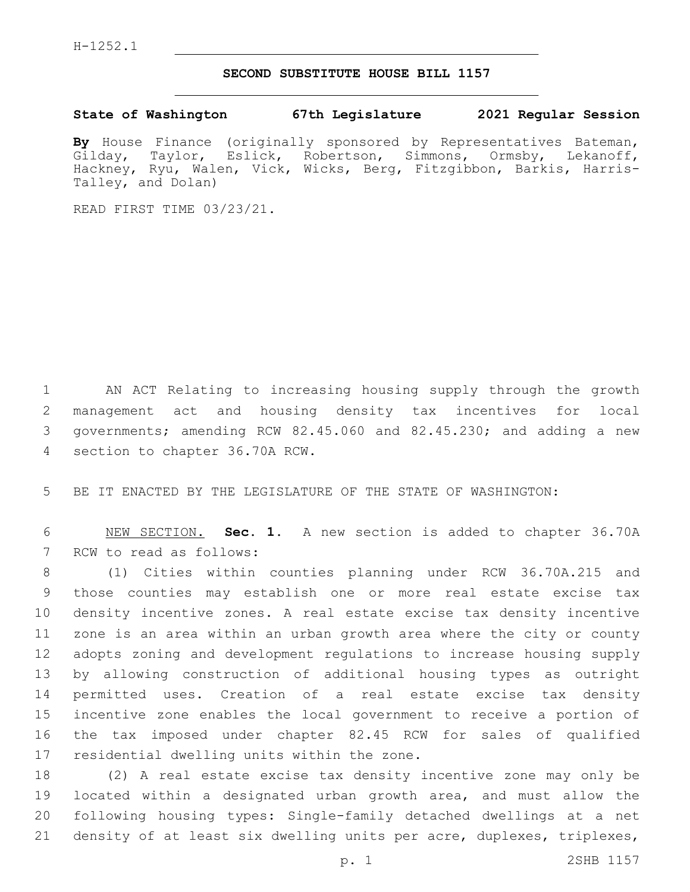H-1252.1

# SECOND SUBSTITUTE HOUSE BILL 1157

**State of Washington 67th Legislature 2021 Regular Session**

**By** House Finance (originally sponsored by Representatives Bateman, Gilday, Taylor, Eslick, Robertson, Simmons, Ormsby, Lekanoff, Hackney, Ryu, Walen, Vick, Wicks, Berg, Fitzgibbon, Barkis, Harris-Talley, and Dolan)

READ FIRST TIME 03/23/21.

AN ACT Relating to increasing housing supply through the growth management act and housing density tax incentives for local governments; amending RCW 82.45.060 and 82.45.230; and adding a new section to chapter 36.70A RCW.

BE IT ENACTED BY THE LEGISLATURE OF THE STATE OF WASHINGTON:

NEW SECTION. **Sec. 1.** A new section is added to chapter 36.70A RCW to read as follows:

(1) Cities within counties planning under RCW 36.70A.215 and those counties may establish one or more real estate excise tax density incentive zones. A real estate excise tax density incentive zone is an area within an urban growth area where the city or county adopts zoning and development regulations to increase housing supply by allowing construction of additional housing types as outright permitted uses. Creation of a real estate excise tax density incentive zone enables the local government to receive a portion of the tax imposed under chapter 82.45 RCW for sales of qualified residential dwelling units within the zone.

(2) A real estate excise tax density incentive zone may only be located within a designated urban growth area, and must allow the following housing types: Single-family detached dwellings at a net density of at least six dwelling units per acre, duplexes, triplexes,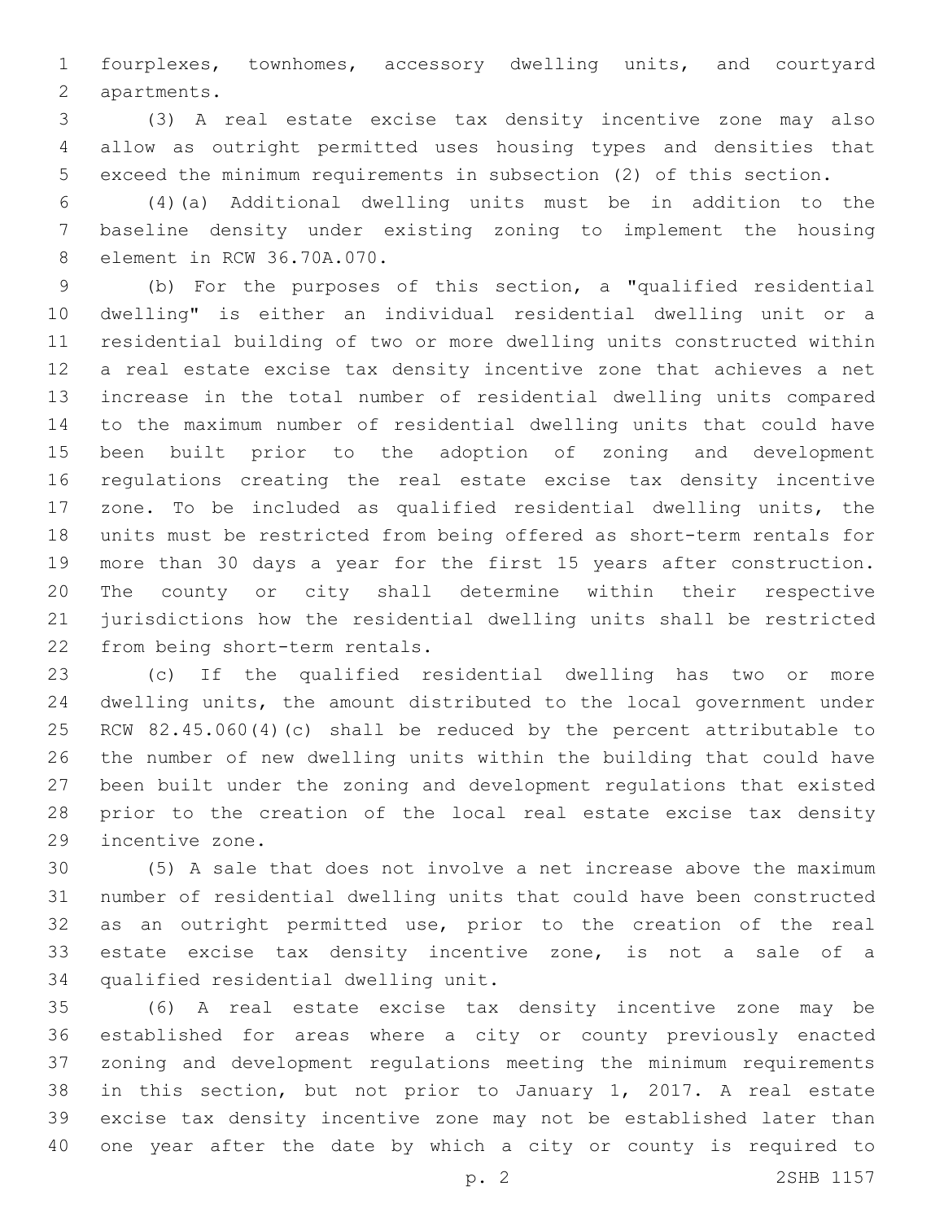fourplexes, townhomes, accessory dwelling units, and courtyard apartments.

(3) A real estate excise tax density incentive zone may also allow as outright permitted uses housing types and densities that exceed the minimum requirements in subsection (2) of this section.

(4)(a) Additional dwelling units must be in addition to the baseline density under existing zoning to implement the housing element in RCW 36.70A.070.

(b) For the purposes of this section, a "qualified residential dwelling" is either an individual residential dwelling unit or a residential building of two or more dwelling units constructed within a real estate excise tax density incentive zone that achieves a net increase in the total number of residential dwelling units compared to the maximum number of residential dwelling units that could have been built prior to the adoption of zoning and development regulations creating the real estate excise tax density incentive zone. To be included as qualified residential dwelling units, the units must be restricted from being offered as short-term rentals for more than 30 days a year for the first 15 years after construction. The county or city shall determine within their respective jurisdictions how the residential dwelling units shall be restricted from being short-term rentals.

(c) If the qualified residential dwelling has two or more dwelling units, the amount distributed to the local government under RCW 82.45.060(4)(c) shall be reduced by the percent attributable to the number of new dwelling units within the building that could have been built under the zoning and development regulations that existed prior to the creation of the local real estate excise tax density incentive zone.

(5) A sale that does not involve a net increase above the maximum number of residential dwelling units that could have been constructed as an outright permitted use, prior to the creation of the real estate excise tax density incentive zone, is not a sale of a qualified residential dwelling unit.

(6) A real estate excise tax density incentive zone may be established for areas where a city or county previously enacted zoning and development regulations meeting the minimum requirements in this section, but not prior to January 1, 2017. A real estate excise tax density incentive zone may not be established later than one year after the date by which a city or county is required to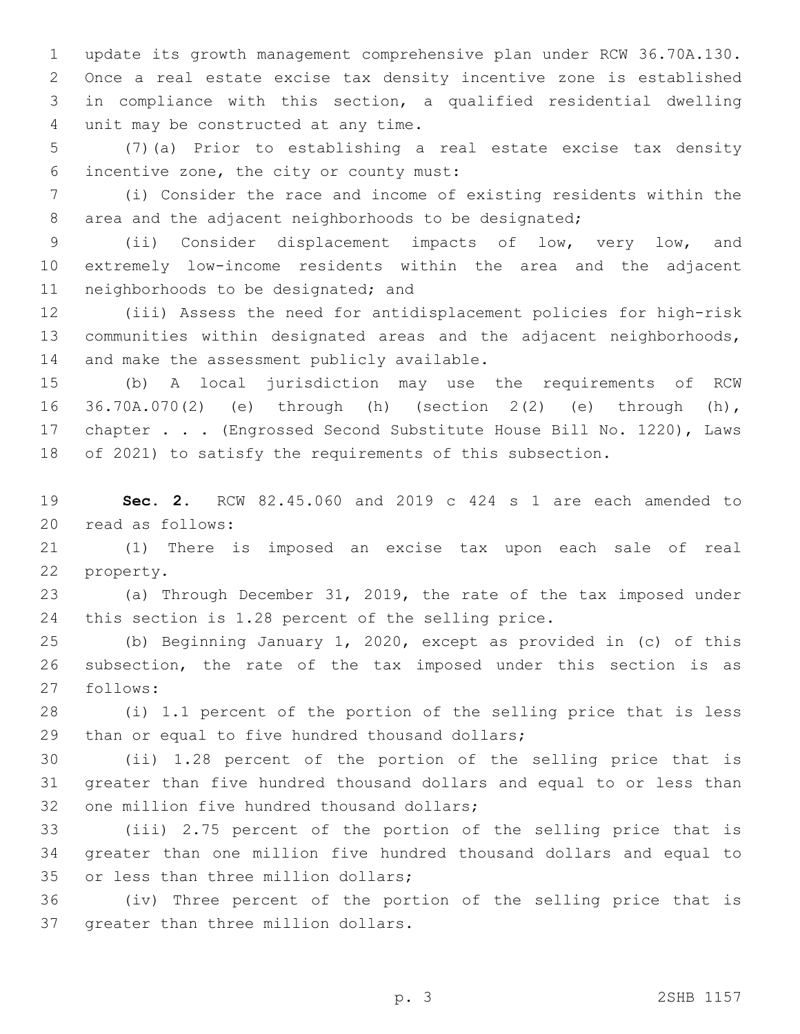update its growth management comprehensive plan under RCW 36.70A.130. Once a real estate excise tax density incentive zone is established in compliance with this section, a qualified residential dwelling unit may be constructed at any time.

(7)(a) Prior to establishing a real estate excise tax density incentive zone, the city or county must:

(i) Consider the race and income of existing residents within the area and the adjacent neighborhoods to be designated;

(ii) Consider displacement impacts of low, very low, and extremely low-income residents within the area and the adjacent neighborhoods to be designated; and

(iii) Assess the need for antidisplacement policies for high-risk communities within designated areas and the adjacent neighborhoods, and make the assessment publicly available.

(b) A local jurisdiction may use the requirements of RCW 36.70A.070(2) (e) through (h) (section 2(2) (e) through (h), chapter . . . (Engrossed Second Substitute House Bill No. 1220), Laws of 2021) to satisfy the requirements of this subsection.

**Sec. 2.** RCW 82.45.060 and 2019 c 424 s 1 are each amended to read as follows:

(1) There is imposed an excise tax upon each sale of real property.

(a) Through December 31, 2019, the rate of the tax imposed under this section is 1.28 percent of the selling price.

(b) Beginning January 1, 2020, except as provided in (c) of this subsection, the rate of the tax imposed under this section is as follows:

(i) 1.1 percent of the portion of the selling price that is less than or equal to five hundred thousand dollars;

(ii) 1.28 percent of the portion of the selling price that is greater than five hundred thousand dollars and equal to or less than one million five hundred thousand dollars;

(iii) 2.75 percent of the portion of the selling price that is greater than one million five hundred thousand dollars and equal to or less than three million dollars;

(iv) Three percent of the portion of the selling price that is greater than three million dollars.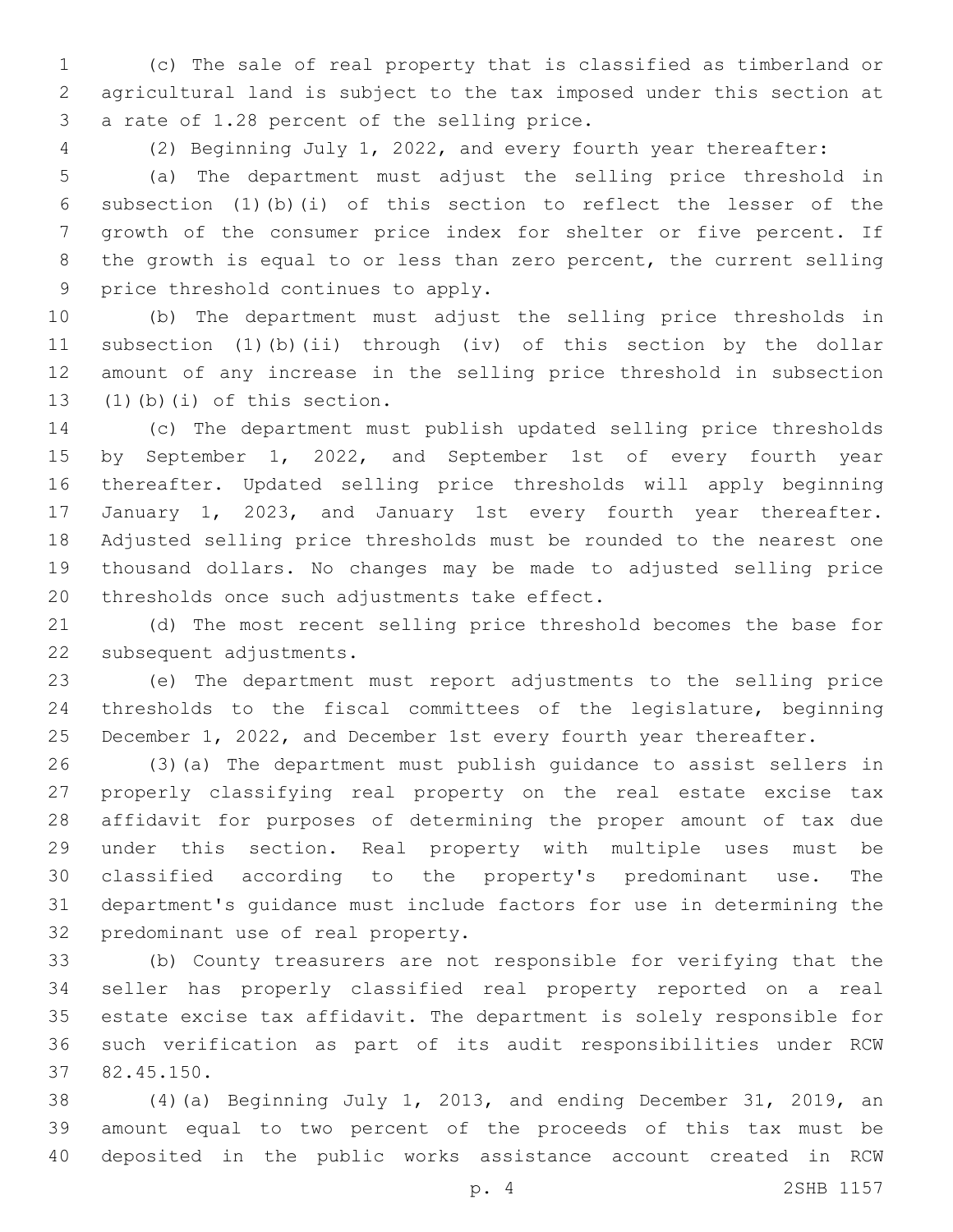(c) The sale of real property that is classified as timberland or agricultural land is subject to the tax imposed under this section at a rate of 1.28 percent of the selling price.

(2) Beginning July 1, 2022, and every fourth year thereafter:

(a) The department must adjust the selling price threshold in subsection (1)(b)(i) of this section to reflect the lesser of the growth of the consumer price index for shelter or five percent. If the growth is equal to or less than zero percent, the current selling price threshold continues to apply.

(b) The department must adjust the selling price thresholds in subsection (1)(b)(ii) through (iv) of this section by the dollar amount of any increase in the selling price threshold in subsection (1)(b)(i) of this section.

(c) The department must publish updated selling price thresholds by September 1, 2022, and September 1st of every fourth year thereafter. Updated selling price thresholds will apply beginning January 1, 2023, and January 1st every fourth year thereafter. Adjusted selling price thresholds must be rounded to the nearest one thousand dollars. No changes may be made to adjusted selling price thresholds once such adjustments take effect.

(d) The most recent selling price threshold becomes the base for subsequent adjustments.

(e) The department must report adjustments to the selling price thresholds to the fiscal committees of the legislature, beginning December 1, 2022, and December 1st every fourth year thereafter.

(3)(a) The department must publish guidance to assist sellers in properly classifying real property on the real estate excise tax affidavit for purposes of determining the proper amount of tax due under this section. Real property with multiple uses must be classified according to the property's predominant use. The department's guidance must include factors for use in determining the predominant use of real property.

(b) County treasurers are not responsible for verifying that the seller has properly classified real property reported on a real estate excise tax affidavit. The department is solely responsible for such verification as part of its audit responsibilities under RCW 82.45.150.

(4)(a) Beginning July 1, 2013, and ending December 31, 2019, an amount equal to two percent of the proceeds of this tax must be deposited in the public works assistance account created in RCW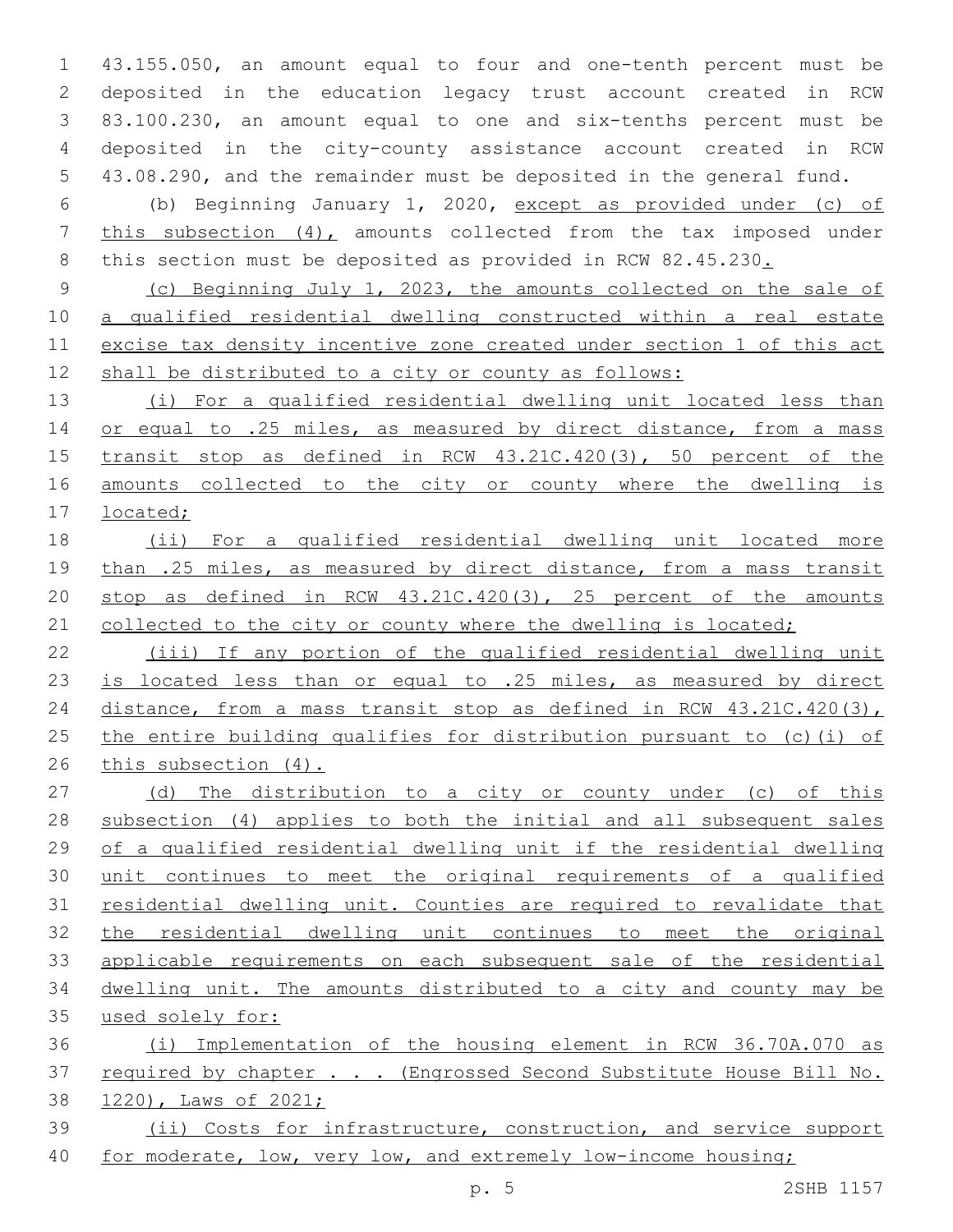43.155.050, an amount equal to four and one-tenth percent must be deposited in the education legacy trust account created in RCW 83.100.230, an amount equal to one and six-tenths percent must be deposited in the city-county assistance account created in RCW 43.08.290, and the remainder must be deposited in the general fund.

(b) Beginning January 1, 2020, except as provided under (c) of this subsection (4), amounts collected from the tax imposed under this section must be deposited as provided in RCW 82.45.230.

(c) Beginning July 1, 2023, the amounts collected on the sale of a qualified residential dwelling constructed within a real estate excise tax density incentive zone created under section 1 of this act shall be distributed to a city or county as follows:

(i) For a qualified residential dwelling unit located less than or equal to .25 miles, as measured by direct distance, from a mass transit stop as defined in RCW 43.21C.420(3), 50 percent of the amounts collected to the city or county where the dwelling is located;

(ii) For a qualified residential dwelling unit located more than .25 miles, as measured by direct distance, from a mass transit stop as defined in RCW 43.21C.420(3), 25 percent of the amounts collected to the city or county where the dwelling is located;

(iii) If any portion of the qualified residential dwelling unit is located less than or equal to .25 miles, as measured by direct distance, from a mass transit stop as defined in RCW 43.21C.420(3), the entire building qualifies for distribution pursuant to (c)(i) of this subsection (4).

(d) The distribution to a city or county under (c) of this subsection (4) applies to both the initial and all subsequent sales of a qualified residential dwelling unit if the residential dwelling unit continues to meet the original requirements of a qualified residential dwelling unit. Counties are required to revalidate that the residential dwelling unit continues to meet the original applicable requirements on each subsequent sale of the residential dwelling unit. The amounts distributed to a city and county may be used solely for:

(i) Implementation of the housing element in RCW 36.70A.070 as required by chapter . . . (Engrossed Second Substitute House Bill No. 1220), Laws of 2021;

(ii) Costs for infrastructure, construction, and service support for moderate, low, very low, and extremely low-income housing;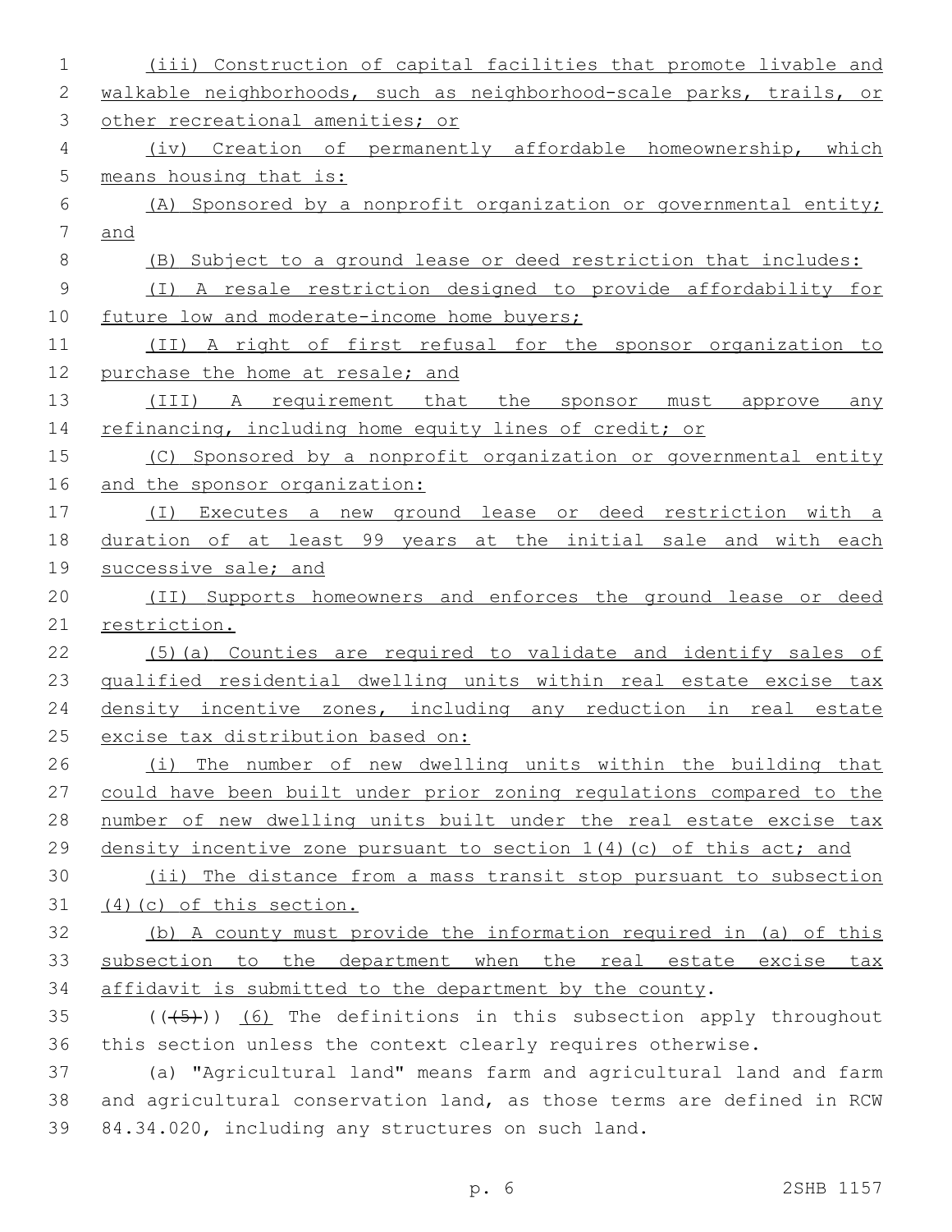(iii) Construction of capital facilities that promote livable and walkable neighborhoods, such as neighborhood-scale parks, trails, or other recreational amenities; or

(iv) Creation of permanently affordable homeownership, which means housing that is:

(A) Sponsored by a nonprofit organization or governmental entity; and

(B) Subject to a ground lease or deed restriction that includes:

(I) A resale restriction designed to provide affordability for future low and moderate-income home buyers;

(II) A right of first refusal for the sponsor organization to purchase the home at resale; and

(III) A requirement that the sponsor must approve any refinancing, including home equity lines of credit; or

(C) Sponsored by a nonprofit organization or governmental entity and the sponsor organization:

(I) Executes a new ground lease or deed restriction with a duration of at least 99 years at the initial sale and with each successive sale; and

(II) Supports homeowners and enforces the ground lease or deed restriction.

(5)(a) Counties are required to validate and identify sales of qualified residential dwelling units within real estate excise tax density incentive zones, including any reduction in real estate excise tax distribution based on:

(i) The number of new dwelling units within the building that could have been built under prior zoning regulations compared to the number of new dwelling units built under the real estate excise tax density incentive zone pursuant to section 1(4)(c) of this act; and

(ii) The distance from a mass transit stop pursuant to subsection (4)(c) of this section.

(b) A county must provide the information required in (a) of this subsection to the department when the real estate excise tax affidavit is submitted to the department by the county.

~~((5))~~ (6) The definitions in this subsection apply throughout this section unless the context clearly requires otherwise.

(a) "Agricultural land" means farm and agricultural land and farm and agricultural conservation land, as those terms are defined in RCW 84.34.020, including any structures on such land.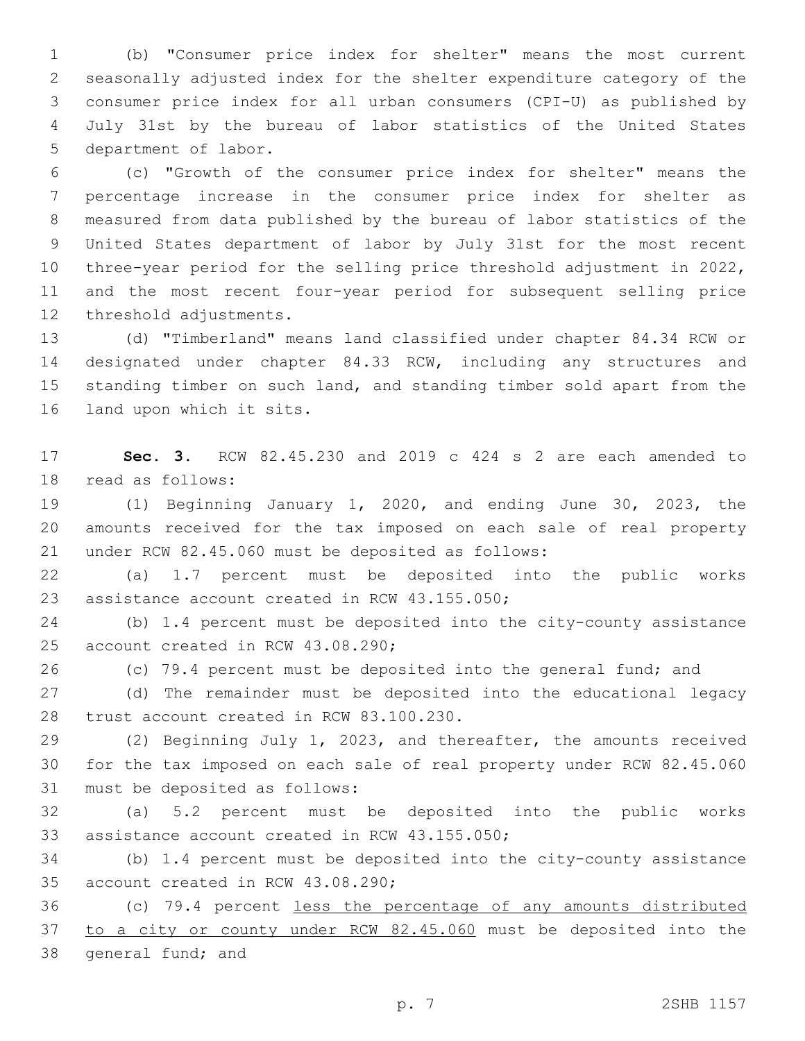(b) "Consumer price index for shelter" means the most current seasonally adjusted index for the shelter expenditure category of the consumer price index for all urban consumers (CPI-U) as published by July 31st by the bureau of labor statistics of the United States department of labor.

(c) "Growth of the consumer price index for shelter" means the percentage increase in the consumer price index for shelter as measured from data published by the bureau of labor statistics of the United States department of labor by July 31st for the most recent three-year period for the selling price threshold adjustment in 2022, and the most recent four-year period for subsequent selling price threshold adjustments.

(d) "Timberland" means land classified under chapter 84.34 RCW or designated under chapter 84.33 RCW, including any structures and standing timber on such land, and standing timber sold apart from the land upon which it sits.

**Sec. 3.** RCW 82.45.230 and 2019 c 424 s 2 are each amended to read as follows:

(1) Beginning January 1, 2020, and ending June 30, 2023, the amounts received for the tax imposed on each sale of real property under RCW 82.45.060 must be deposited as follows:

(a) 1.7 percent must be deposited into the public works assistance account created in RCW 43.155.050;

(b) 1.4 percent must be deposited into the city-county assistance account created in RCW 43.08.290;

(c) 79.4 percent must be deposited into the general fund; and

(d) The remainder must be deposited into the educational legacy trust account created in RCW 83.100.230.

(2) Beginning July 1, 2023, and thereafter, the amounts received for the tax imposed on each sale of real property under RCW 82.45.060 must be deposited as follows:

(a) 5.2 percent must be deposited into the public works assistance account created in RCW 43.155.050;

(b) 1.4 percent must be deposited into the city-county assistance account created in RCW 43.08.290;

(c) 79.4 percent <u>less the percentage of any amounts distributed to a city or county under RCW 82.45.060</u> must be deposited into the general fund; and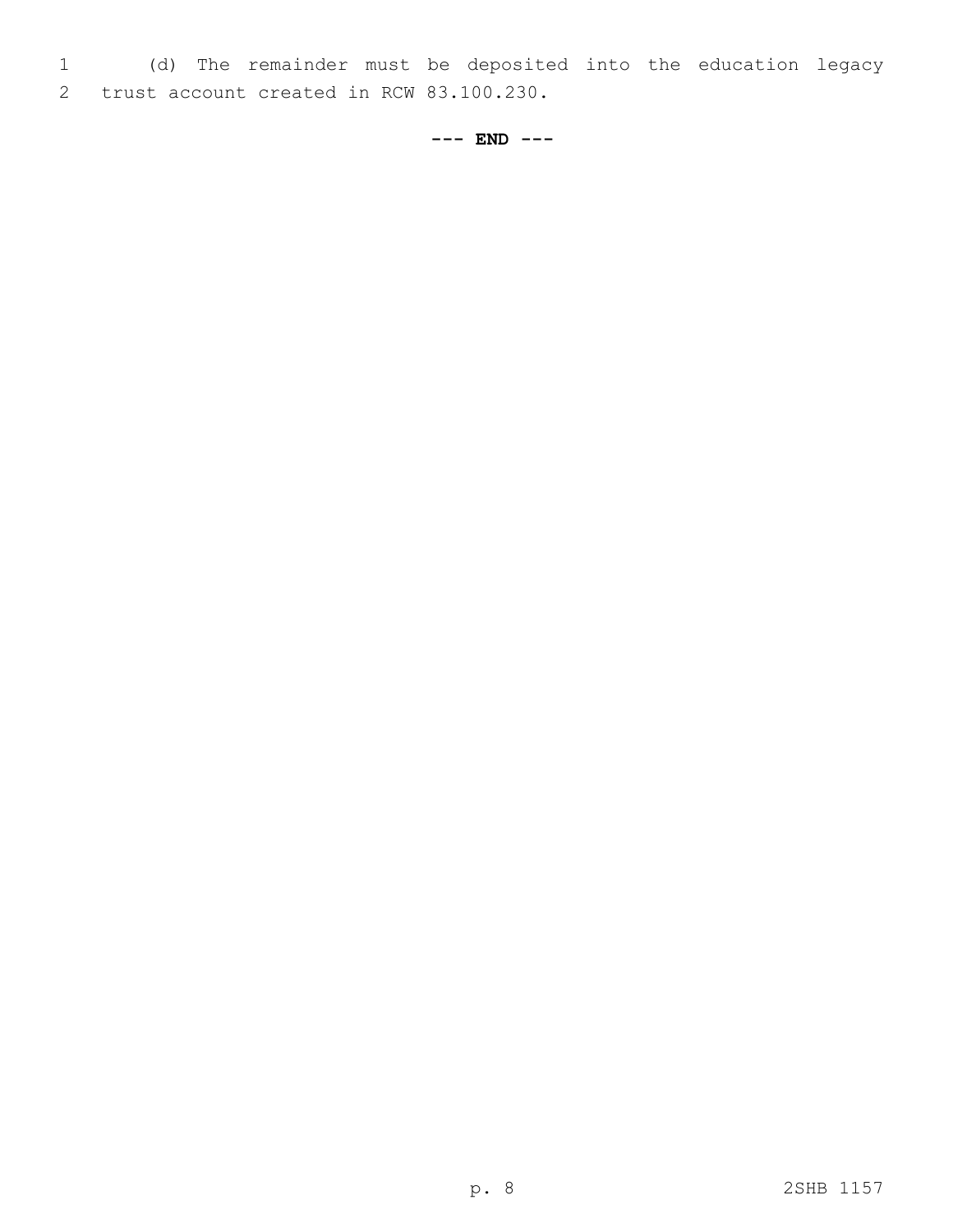(d) The remainder must be deposited into the education legacy trust account created in RCW 83.100.230.

--- END ---